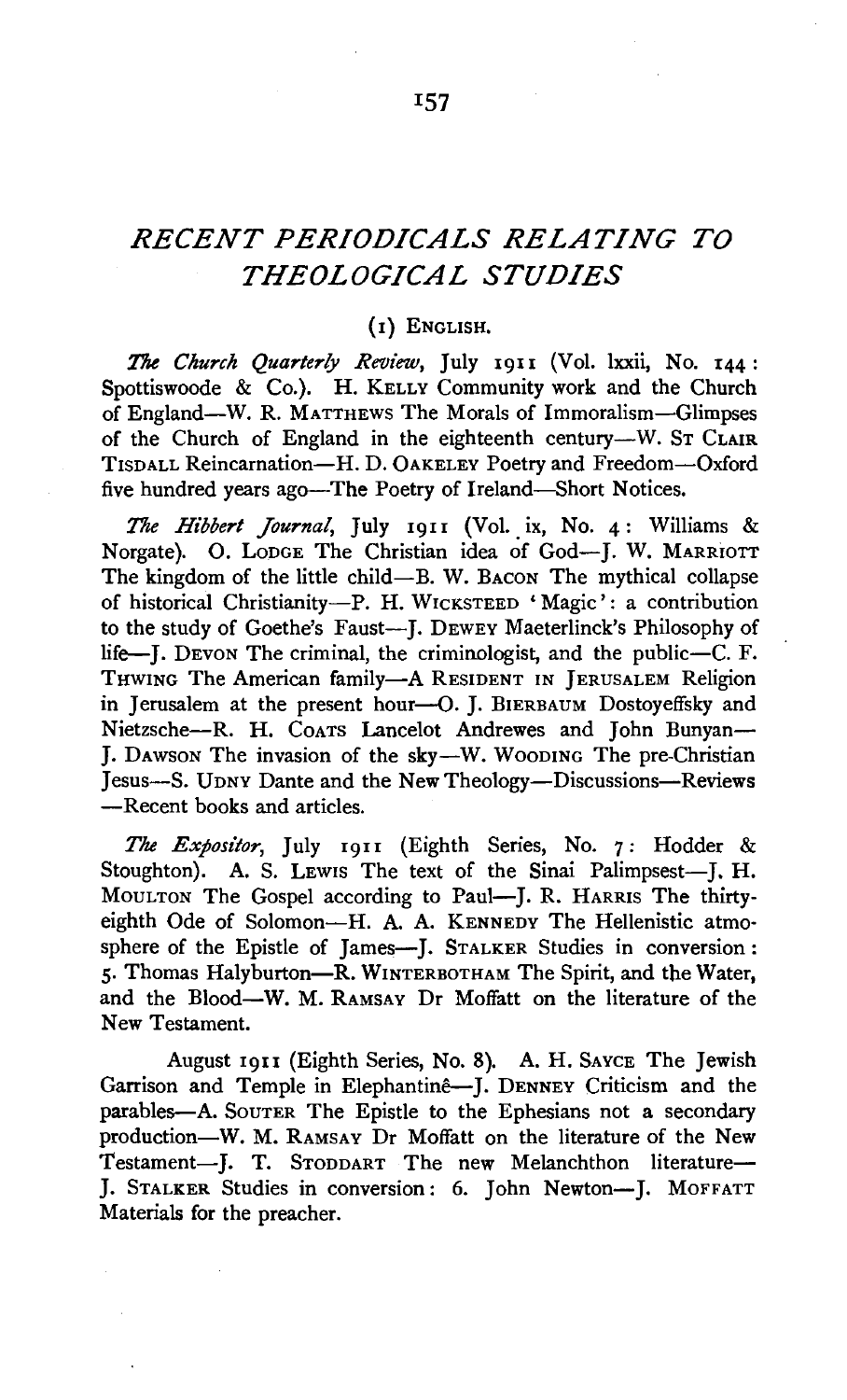# *RECENT PERIODICALS RELATING TO THEOLOGICAL STUDIES*

## (1) ENGLISH.

*The Church Quarterly Review*, July 1911 (Vol. lxxii, No. 144: Spottiswoode & Co.). H. KELLY Community work and the Church of England—W. R. MATTHEWS The Morals of Immoralism—Glimpses of the Church of England in the eighteenth century—W. ST CLAIR TISDALL Reincarnation—H. D. OAKELEY Poetry and Freedom—Oxford five hundred years ago—The Poetry of Ireland—Short Notices.

*The Hibbert Journal*, July 1911 (Vol. ix, No. 4: Williams & Norgate). O. LODGE The Christian idea of God—J. W. MARRIOTT The kingdom of the little child—B. W. BACON The mythical collapse of historical Christianity—P. H. WICKSTEED 'Magic': a contribution to the study of Goethe's Faust—J. DEWEY Maeterlinck's Philosophy of life—J. DEVON The criminal, the criminologist, and the public—C. F. THWING The American family—A RESIDENT IN JERUSALEM Religion in Jerusalem at the present hour—O. J. BIERBAUM Dostoyeffsky and Nietzsche—R. H. COATS Lancelot Andrewes and John Bunyan—J. DAWSON The invasion of the sky—W. WOODING The pre-Christian Jesus—S. UDNY Dante and the New Theology—Discussions—Reviews—Recent books and articles.

*The Expositor*, July 1911 (Eighth Series, No. 7: Hodder & Stoughton). A. S. LEWIS The text of the Sinai Palimpsest—J. H. MOULTON The Gospel according to Paul—J. R. HARRIS The thirty-eighth Ode of Solomon—H. A. A. KENNEDY The Hellenistic atmosphere of the Epistle of James—J. STALKER Studies in conversion: 5. Thomas Halyburton—R. WINTERBOTHAM The Spirit, and the Water, and the Blood—W. M. RAMSAY Dr Moffatt on the literature of the New Testament.

August 1911 (Eighth Series, No. 8). A. H. SAYCE The Jewish Garrison and Temple in Elephantinê—J. DENNEY Criticism and the parables—A. SOUTER The Epistle to the Ephesians not a secondary production—W. M. RAMSAY Dr Moffatt on the literature of the New Testament—J. T. STODDART The new Melanchthon literature—J. STALKER Studies in conversion: 6. John Newton—J. MOFFATT Materials for the preacher.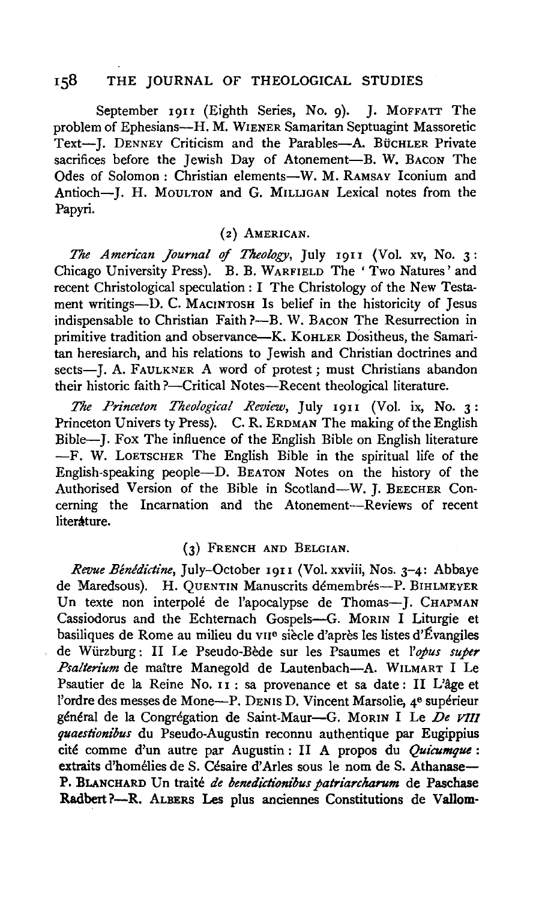September 1911 (Eighth Series, No. 9). J. Moffatt The problem of Ephesians—H. M. Wiener Samaritan Septuagint Massoretic Text—J. Denney Criticism and the Parables—A. Büchler Private sacrifices before the Jewish Day of Atonement—B. W. Bacon The Odes of Solomon: Christian elements—W. M. Ramsay Iconium and Antioch—J. H. Moulton and G. Milligan Lexical notes from the Papyri.

## (2) American.

*The American Journal of Theology*, July 1911 (Vol. xv, No. 3: Chicago University Press). B. B. Warfield The 'Two Natures' and recent Christological speculation: I The Christology of the New Testament writings—D. C. Macintosh Is belief in the historicity of Jesus indispensable to Christian Faith?—B. W. Bacon The Resurrection in primitive tradition and observance—K. Kohler Dositheus, the Samaritan heresiarch, and his relations to Jewish and Christian doctrines and sects—J. A. Faulkner A word of protest; must Christians abandon their historic faith?—Critical Notes—Recent theological literature.

*The Princeton Theological Review*, July 1911 (Vol. ix, No. 3: Princeton Univers ty Press). C. R. Erdman The making of the English Bible—J. Fox The influence of the English Bible on English literature —F. W. Loetscher The English Bible in the spiritual life of the English-speaking people—D. Beaton Notes on the history of the Authorised Version of the Bible in Scotland—W. J. Beecher Concerning the Incarnation and the Atonement—Reviews of recent literature.

## (3) French and Belgian.

*Revue Bénédictine*, July–October 1911 (Vol. xxviii, Nos. 3–4: Abbaye de Maredsous). H. Quentin Manuscrits démembrés—P. Bihlmeyer Un texte non interpolé de l'apocalypse de Thomas—J. Chapman Cassiodorus and the Echternach Gospels—G. Morin I Liturgie et basiliques de Rome au milieu du VII[e] siècle d'après les listes d'Évangiles de Würzburg: II Le Pseudo-Bède sur les Psaumes et l'*opus super Psalterium* de maître Manegold de Lautenbach—A. Wilmart I Le Psautier de la Reine No. 11: sa provenance et sa date: II L'âge et l'ordre des messes de Mone—P. Denis D. Vincent Marsolie, 4[e] supérieur général de la Congrégation de Saint-Maur—G. Morin I Le *De VIII quaestionibus* du Pseudo-Augustin reconnu authentique par Eugippius cité comme d'un autre par Augustin: II A propos du *Quicumque*: extraits d'homélies de S. Césaire d'Arles sous le nom de S. Athanase—P. Blanchard Un traité *de benedictionibus patriarcharum* de Paschase Radbert?—R. Albers Les plus anciennes Constitutions de Vallom-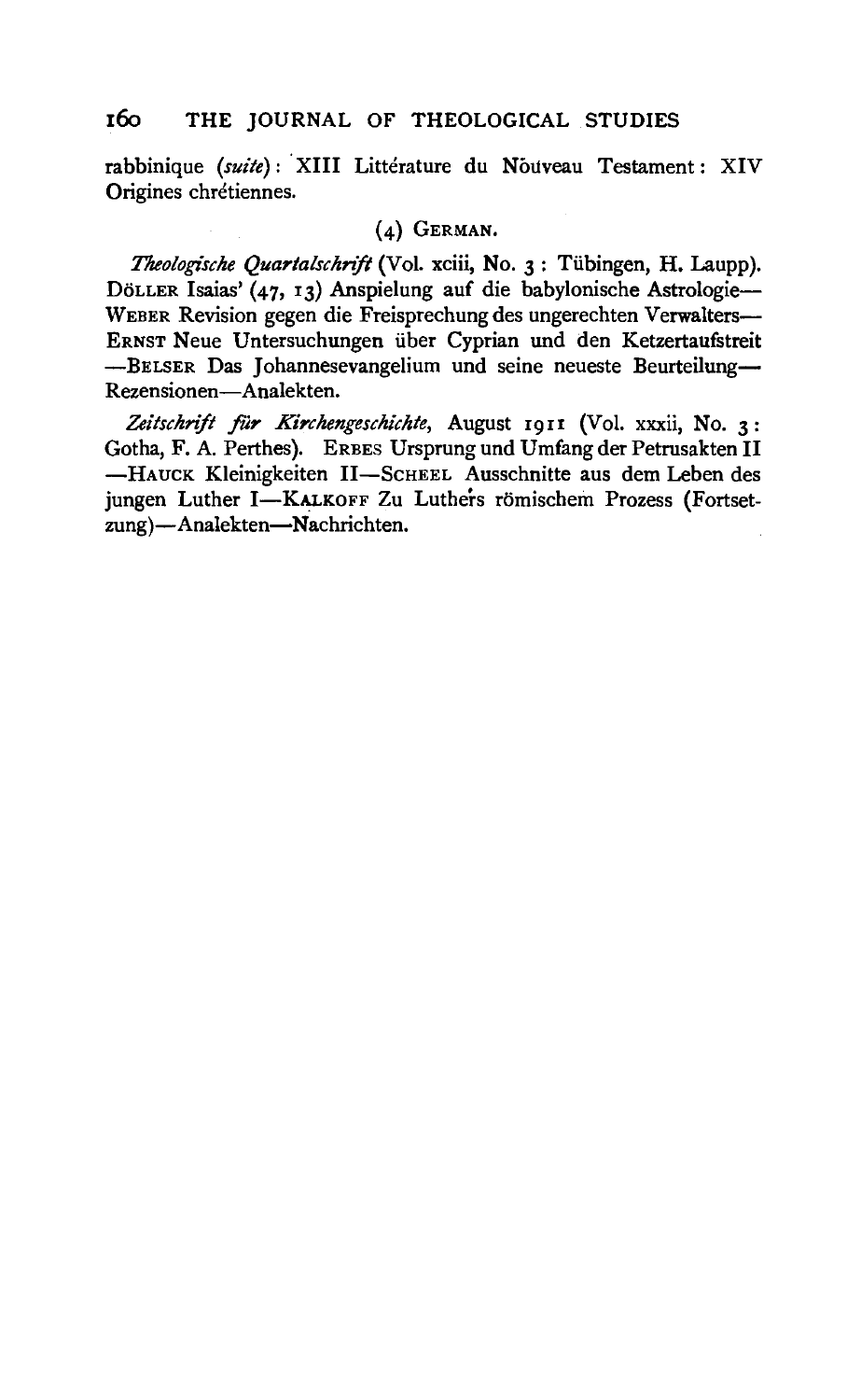rabbinique (*suite*): XIII Littérature du Nouveau Testament: XIV Origines chrétiennes.

## (4) GERMAN.

*Theologische Quartalschrift* (Vol. xciii, No. 3: Tübingen, H. Laupp). DÖLLER Isaias' (47, 13) Anspielung auf die babylonische Astrologie—WEBER Revision gegen die Freisprechung des ungerechten Verwalters—ERNST Neue Untersuchungen über Cyprian und den Ketzertaufstreit—BELSER Das Johannesevangelium und seine neueste Beurteilung—Rezensionen—Analekten.

*Zeitschrift für Kirchengeschichte*, August 1911 (Vol. xxxii, No. 3: Gotha, F. A. Perthes). ERBES Ursprung und Umfang der Petrusakten II—HAUCK Kleinigkeiten II—SCHEEL Ausschnitte aus dem Leben des jungen Luther I—KALKOFF Zu Luthers römischem Prozess (Fortsetzung)—Analekten—Nachrichten.